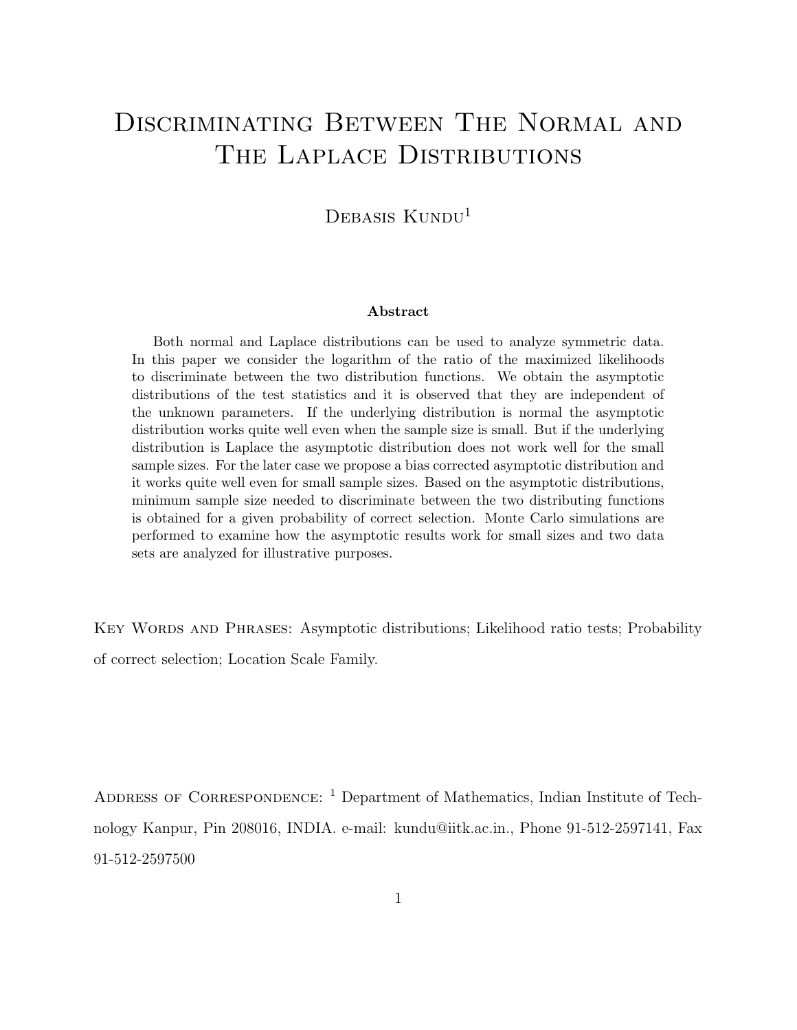# Discriminating Between The Normal and The Laplace Distributions

Debasis Kundu[1]

### Abstract

Both normal and Laplace distributions can be used to analyze symmetric data. In this paper we consider the logarithm of the ratio of the maximized likelihoods to discriminate between the two distribution functions. We obtain the asymptotic distributions of the test statistics and it is observed that they are independent of the unknown parameters. If the underlying distribution is normal the asymptotic distribution works quite well even when the sample size is small. But if the underlying distribution is Laplace the asymptotic distribution does not work well for the small sample sizes. For the later case we propose a bias corrected asymptotic distribution and it works quite well even for small sample sizes. Based on the asymptotic distributions, minimum sample size needed to discriminate between the two distributing functions is obtained for a given probability of correct selection. Monte Carlo simulations are performed to examine how the asymptotic results work for small sizes and two data sets are analyzed for illustrative purposes.

Key Words and Phrases: Asymptotic distributions; Likelihood ratio tests; Probability of correct selection; Location Scale Family.

Address of Correspondence: [1] Department of Mathematics, Indian Institute of Technology Kanpur, Pin 208016, INDIA. e-mail: kundu@iitk.ac.in., Phone 91-512-2597141, Fax 91-512-2597500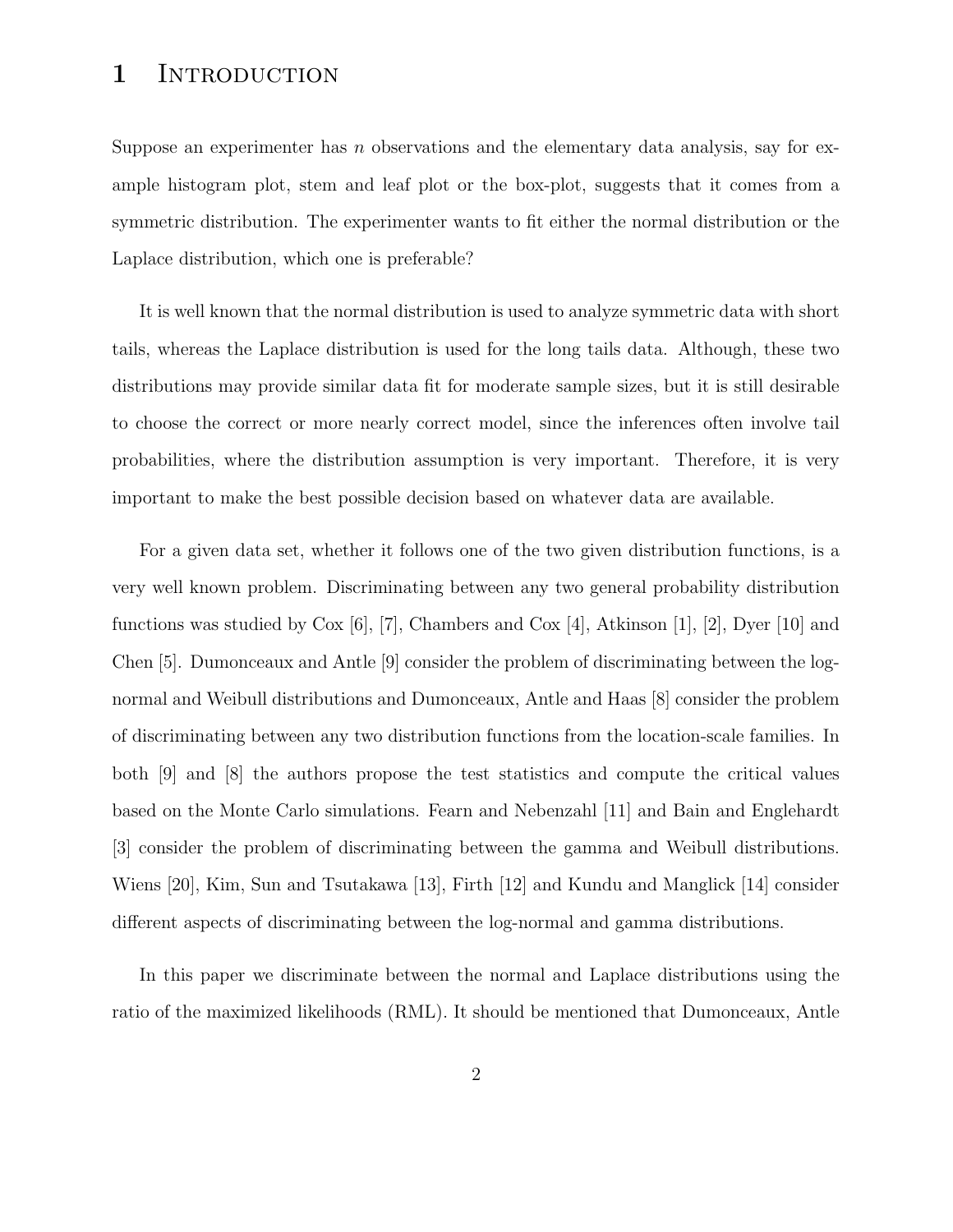# 1 Introduction

Suppose an experimenter has $n$ observations and the elementary data analysis, say for example histogram plot, stem and leaf plot or the box-plot, suggests that it comes from a symmetric distribution. The experimenter wants to fit either the normal distribution or the Laplace distribution, which one is preferable?

It is well known that the normal distribution is used to analyze symmetric data with short tails, whereas the Laplace distribution is used for the long tails data. Although, these two distributions may provide similar data fit for moderate sample sizes, but it is still desirable to choose the correct or more nearly correct model, since the inferences often involve tail probabilities, where the distribution assumption is very important. Therefore, it is very important to make the best possible decision based on whatever data are available.

For a given data set, whether it follows one of the two given distribution functions, is a very well known problem. Discriminating between any two general probability distribution functions was studied by Cox [6], [7], Chambers and Cox [4], Atkinson [1], [2], Dyer [10] and Chen [5]. Dumonceaux and Antle [9] consider the problem of discriminating between the log-normal and Weibull distributions and Dumonceaux, Antle and Haas [8] consider the problem of discriminating between any two distribution functions from the location-scale families. In both [9] and [8] the authors propose the test statistics and compute the critical values based on the Monte Carlo simulations. Fearn and Nebenzahl [11] and Bain and Englehardt [3] consider the problem of discriminating between the gamma and Weibull distributions. Wiens [20], Kim, Sun and Tsutakawa [13], Firth [12] and Kundu and Manglick [14] consider different aspects of discriminating between the log-normal and gamma distributions.

In this paper we discriminate between the normal and Laplace distributions using the ratio of the maximized likelihoods (RML). It should be mentioned that Dumonceaux, Antle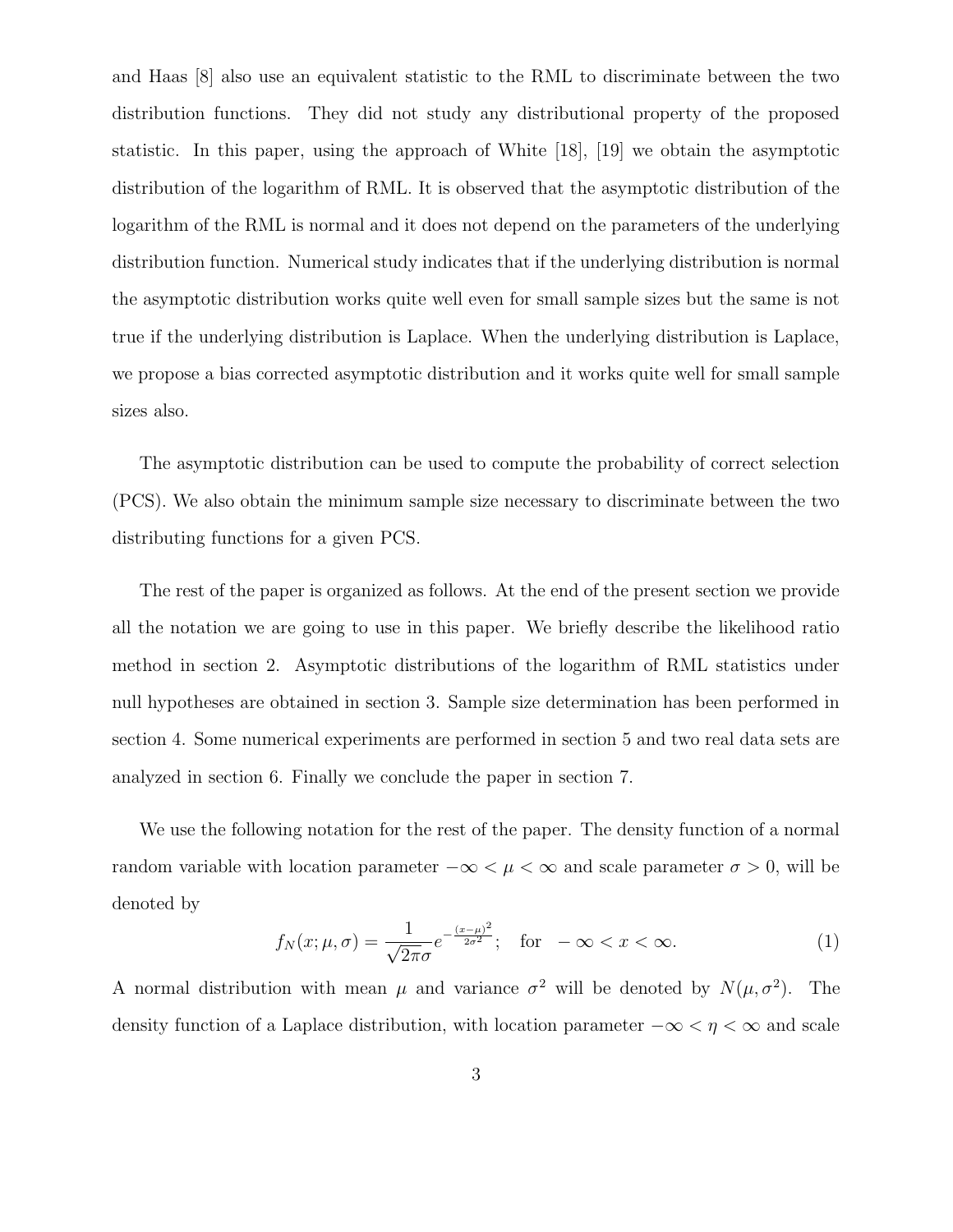and Haas [8] also use an equivalent statistic to the RML to discriminate between the two distribution functions. They did not study any distributional property of the proposed statistic. In this paper, using the approach of White [18], [19] we obtain the asymptotic distribution of the logarithm of RML. It is observed that the asymptotic distribution of the logarithm of the RML is normal and it does not depend on the parameters of the underlying distribution function. Numerical study indicates that if the underlying distribution is normal the asymptotic distribution works quite well even for small sample sizes but the same is not true if the underlying distribution is Laplace. When the underlying distribution is Laplace, we propose a bias corrected asymptotic distribution and it works quite well for small sample sizes also.

The asymptotic distribution can be used to compute the probability of correct selection (PCS). We also obtain the minimum sample size necessary to discriminate between the two distributing functions for a given PCS.

The rest of the paper is organized as follows. At the end of the present section we provide all the notation we are going to use in this paper. We briefly describe the likelihood ratio method in section 2. Asymptotic distributions of the logarithm of RML statistics under null hypotheses are obtained in section 3. Sample size determination has been performed in section 4. Some numerical experiments are performed in section 5 and two real data sets are analyzed in section 6. Finally we conclude the paper in section 7.

We use the following notation for the rest of the paper. The density function of a normal random variable with location parameter $-\infty < \mu < \infty$ and scale parameter $\sigma > 0$, will be denoted by

$$f_N(x; \mu, \sigma) = \frac{1}{\sqrt{2\pi}\sigma} e^{-\frac{(x-\mu)^2}{2\sigma^2}}; \quad \text{for} \quad -\infty < x < \infty. \tag{1}$$

A normal distribution with mean $\mu$ and variance $\sigma^2$ will be denoted by $N(\mu, \sigma^2)$. The density function of a Laplace distribution, with location parameter $-\infty < \eta < \infty$ and scale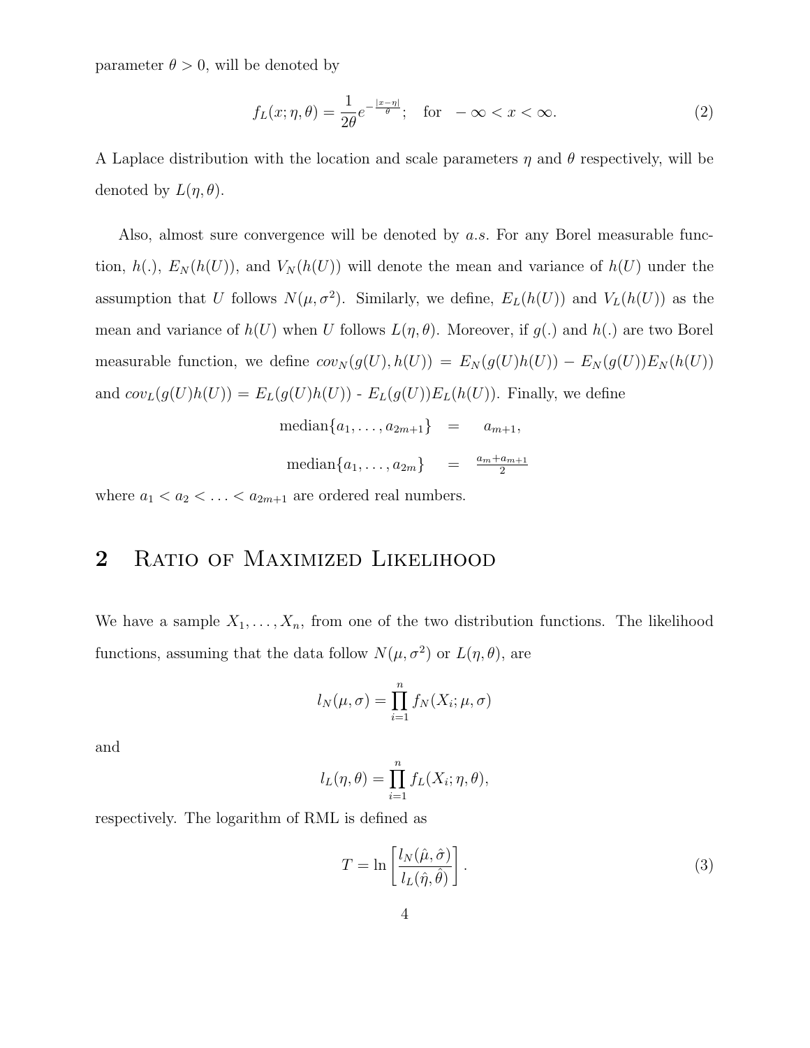parameter $\theta > 0$, will be denoted by

$$f_L(x; \eta, \theta) = \frac{1}{2\theta} e^{-\frac{|x-\eta|}{\theta}}; \quad \text{for} \quad -\infty < x < \infty. \tag{2}$$

A Laplace distribution with the location and scale parameters $\eta$ and $\theta$ respectively, will be denoted by $L(\eta, \theta)$.

Also, almost sure convergence will be denoted by *a.s.* For any Borel measurable function, $h(.)$, $E_N(h(U))$, and $V_N(h(U))$ will denote the mean and variance of $h(U)$ under the assumption that $U$ follows $N(\mu, \sigma^2)$. Similarly, we define, $E_L(h(U))$ and $V_L(h(U))$ as the mean and variance of $h(U)$ when $U$ follows $L(\eta, \theta)$. Moreover, if $g(.)$ and $h(.)$ are two Borel measurable function, we define $cov_N(g(U), h(U)) = E_N(g(U)h(U)) - E_N(g(U))E_N(h(U))$ and $cov_L(g(U)h(U)) = E_L(g(U)h(U))$ - $E_L(g(U))E_L(h(U))$. Finally, we define

$$\begin{aligned} \text{median}\{a_1, \ldots, a_{2m+1}\} &= a_{m+1}, \\ \text{median}\{a_1, \ldots, a_{2m}\} &= \tfrac{a_m + a_{m+1}}{2} \end{aligned}$$

where $a_1 < a_2 < \ldots < a_{2m+1}$ are ordered real numbers.

## 2 Ratio of Maximized Likelihood

We have a sample $X_1, \ldots, X_n$, from one of the two distribution functions. The likelihood functions, assuming that the data follow $N(\mu, \sigma^2)$ or $L(\eta, \theta)$, are

$$l_N(\mu, \sigma) = \prod_{i=1}^{n} f_N(X_i; \mu, \sigma)$$

and

$$l_L(\eta, \theta) = \prod_{i=1}^{n} f_L(X_i; \eta, \theta),$$

respectively. The logarithm of RML is defined as

$$T = \ln \left[ \frac{l_N(\hat{\mu}, \hat{\sigma})}{l_L(\hat{\eta}, \hat{\theta})} \right]. \tag{3}$$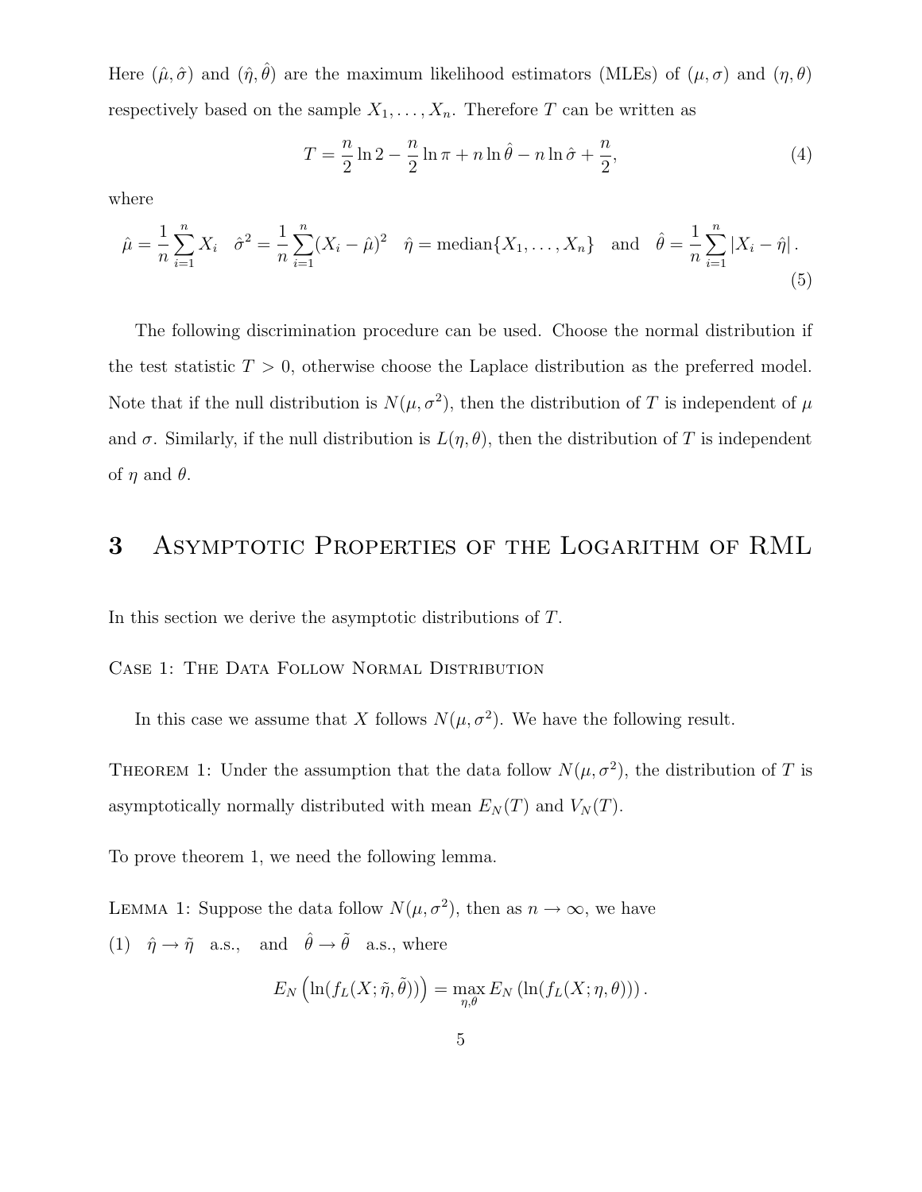Here $(\hat{\mu}, \hat{\sigma})$ and $(\hat{\eta}, \hat{\theta})$ are the maximum likelihood estimators (MLEs) of $(\mu, \sigma)$ and $(\eta, \theta)$ respectively based on the sample $X_1, \ldots, X_n$. Therefore $T$ can be written as

$$T = \frac{n}{2} \ln 2 - \frac{n}{2} \ln \pi + n \ln \hat{\theta} - n \ln \hat{\sigma} + \frac{n}{2}, \tag{4}$$

where

$$\hat{\mu} = \frac{1}{n} \sum_{i=1}^{n} X_i \quad \hat{\sigma}^2 = \frac{1}{n} \sum_{i=1}^{n} (X_i - \hat{\mu})^2 \quad \hat{\eta} = \text{median}\{X_1, \ldots, X_n\} \quad \text{and} \quad \hat{\theta} = \frac{1}{n} \sum_{i=1}^{n} |X_i - \hat{\eta}|. \tag{5}$$

The following discrimination procedure can be used. Choose the normal distribution if the test statistic $T > 0$, otherwise choose the Laplace distribution as the preferred model. Note that if the null distribution is $N(\mu, \sigma^2)$, then the distribution of $T$ is independent of $\mu$ and $\sigma$. Similarly, if the null distribution is $L(\eta, \theta)$, then the distribution of $T$ is independent of $\eta$ and $\theta$.

# 3 Asymptotic Properties of the Logarithm of RML

In this section we derive the asymptotic distributions of $T$.

Case 1: The Data Follow Normal Distribution

In this case we assume that $X$ follows $N(\mu, \sigma^2)$. We have the following result.

Theorem 1: Under the assumption that the data follow $N(\mu, \sigma^2)$, the distribution of $T$ is asymptotically normally distributed with mean $E_N(T)$ and $V_N(T)$.

To prove theorem 1, we need the following lemma.

Lemma 1: Suppose the data follow $N(\mu, \sigma^2)$, then as $n \to \infty$, we have

(1) $\hat{\eta} \to \tilde{\eta}$ a.s., and $\hat{\theta} \to \tilde{\theta}$ a.s., where

$$E_N\left(\ln(f_L(X; \tilde{\eta}, \tilde{\theta}))\right) = \max_{\eta, \theta} E_N\left(\ln(f_L(X; \eta, \theta))\right).$$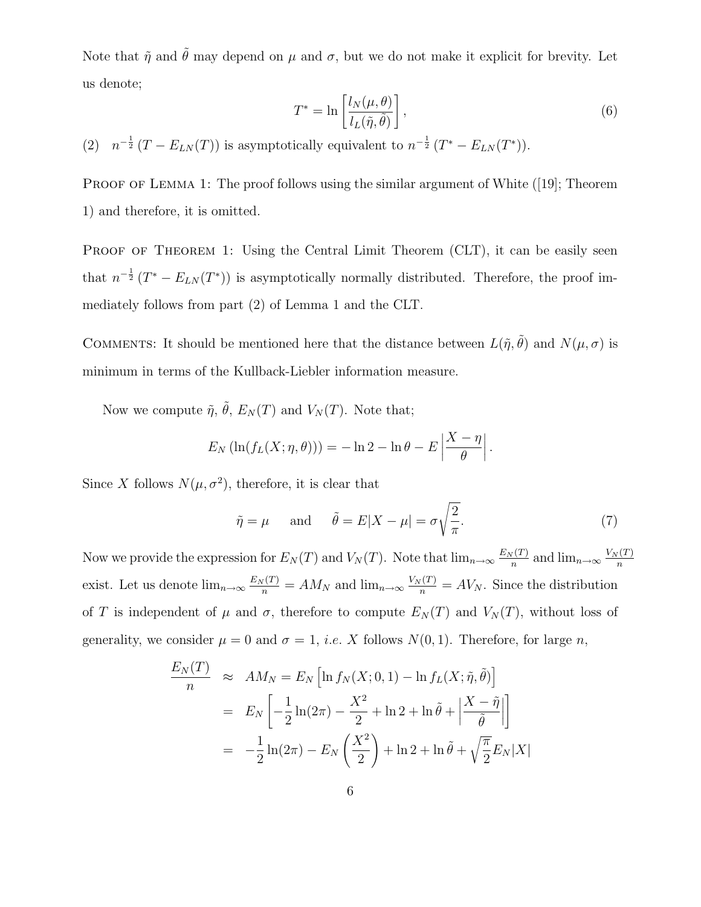Note that $\tilde{\eta}$ and $\tilde{\theta}$ may depend on $\mu$ and $\sigma$, but we do not make it explicit for brevity. Let us denote;

$$T^* = \ln\left[\frac{l_N(\mu,\theta)}{l_L(\tilde{\eta},\tilde{\theta})}\right], \tag{6}$$

(2) $n^{-\frac{1}{2}}(T - E_{LN}(T))$ is asymptotically equivalent to $n^{-\frac{1}{2}}(T^* - E_{LN}(T^*))$.

Proof of Lemma 1: The proof follows using the similar argument of White ([19]; Theorem 1) and therefore, it is omitted.

Proof of Theorem 1: Using the Central Limit Theorem (CLT), it can be easily seen that $n^{-\frac{1}{2}}(T^* - E_{LN}(T^*))$ is asymptotically normally distributed. Therefore, the proof immediately follows from part (2) of Lemma 1 and the CLT.

Comments: It should be mentioned here that the distance between $L(\tilde{\eta},\tilde{\theta})$ and $N(\mu,\sigma)$ is minimum in terms of the Kullback-Liebler information measure.

Now we compute $\tilde{\eta}$, $\tilde{\theta}$, $E_N(T)$ and $V_N(T)$. Note that;

$$E_N\left(\ln(f_L(X;\eta,\theta))\right) = -\ln 2 - \ln\theta - E\left|\frac{X-\eta}{\theta}\right|.$$

Since $X$ follows $N(\mu,\sigma^2)$, therefore, it is clear that

$$\tilde{\eta} = \mu \quad \text{ and } \quad \tilde{\theta} = E|X-\mu| = \sigma\sqrt{\frac{2}{\pi}}. \tag{7}$$

Now we provide the expression for $E_N(T)$ and $V_N(T)$. Note that $\lim_{n\to\infty}\frac{E_N(T)}{n}$ and $\lim_{n\to\infty}\frac{V_N(T)}{n}$ exist. Let us denote $\lim_{n\to\infty}\frac{E_N(T)}{n} = AM_N$ and $\lim_{n\to\infty}\frac{V_N(T)}{n} = AV_N$. Since the distribution of $T$ is independent of $\mu$ and $\sigma$, therefore to compute $E_N(T)$ and $V_N(T)$, without loss of generality, we consider $\mu = 0$ and $\sigma = 1$, *i.e.* $X$ follows $N(0,1)$. Therefore, for large $n$,

$$\begin{aligned}
\frac{E_N(T)}{n} &\approx AM_N = E_N\left[\ln f_N(X;0,1) - \ln f_L(X;\tilde{\eta},\tilde{\theta})\right] \\
&= E_N\left[-\frac{1}{2}\ln(2\pi) - \frac{X^2}{2} + \ln 2 + \ln\tilde{\theta} + \left|\frac{X-\tilde{\eta}}{\tilde{\theta}}\right|\right] \\
&= -\frac{1}{2}\ln(2\pi) - E_N\left(\frac{X^2}{2}\right) + \ln 2 + \ln\tilde{\theta} + \sqrt{\frac{\pi}{2}}E_N|X|
\end{aligned}$$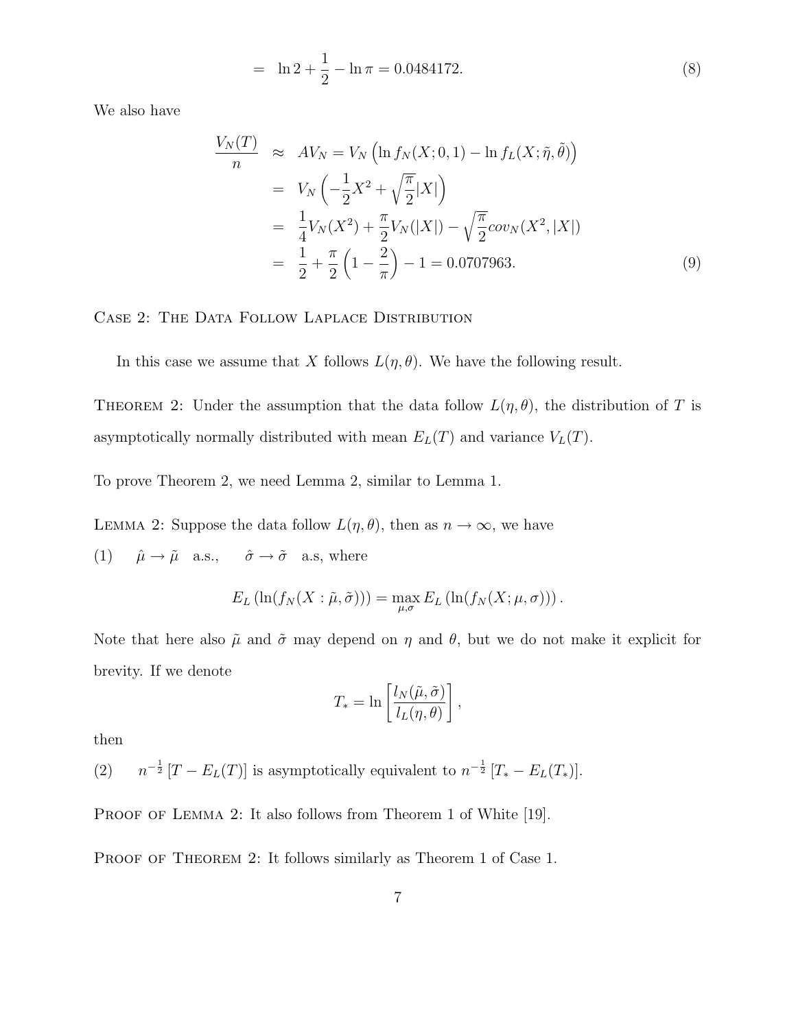$$= \ln 2 + \frac{1}{2} - \ln \pi = 0.0484172. \tag{8}$$

We also have

$$\begin{aligned}
\frac{V_N(T)}{n} &\approx AV_N = V_N\left(\ln f_N(X;0,1) - \ln f_L(X;\tilde{\eta},\tilde{\theta})\right) \\
&= V_N\left(-\frac{1}{2}X^2 + \sqrt{\frac{\pi}{2}}|X|\right) \\
&= \frac{1}{4}V_N(X^2) + \frac{\pi}{2}V_N(|X|) - \sqrt{\frac{\pi}{2}}cov_N(X^2,|X|) \\
&= \frac{1}{2} + \frac{\pi}{2}\left(1 - \frac{2}{\pi}\right) - 1 = 0.0707963. \qquad (9)
\end{aligned}$$

## Case 2: The Data Follow Laplace Distribution

In this case we assume that $X$ follows $L(\eta, \theta)$. We have the following result.

Theorem 2: Under the assumption that the data follow $L(\eta, \theta)$, the distribution of $T$ is asymptotically normally distributed with mean $E_L(T)$ and variance $V_L(T)$.

To prove Theorem 2, we need Lemma 2, similar to Lemma 1.

Lemma 2: Suppose the data follow $L(\eta, \theta)$, then as $n \to \infty$, we have

(1) $\quad \hat{\mu} \to \tilde{\mu}$ a.s., $\quad \hat{\sigma} \to \tilde{\sigma}$ a.s, where

$$E_L\left(\ln(f_N(X:\tilde{\mu},\tilde{\sigma}))\right) = \max_{\mu,\sigma} E_L\left(\ln(f_N(X;\mu,\sigma))\right).$$

Note that here also $\tilde{\mu}$ and $\tilde{\sigma}$ may depend on $\eta$ and $\theta$, but we do not make it explicit for brevity. If we denote

$$T_* = \ln\left[\frac{l_N(\tilde{\mu},\tilde{\sigma})}{l_L(\eta,\theta)}\right],$$

then

(2) $\quad n^{-\frac{1}{2}}[T - E_L(T)]$ is asymptotically equivalent to $n^{-\frac{1}{2}}[T_* - E_L(T_*)]$.

Proof of Lemma 2: It also follows from Theorem 1 of White [19].

Proof of Theorem 2: It follows similarly as Theorem 1 of Case 1.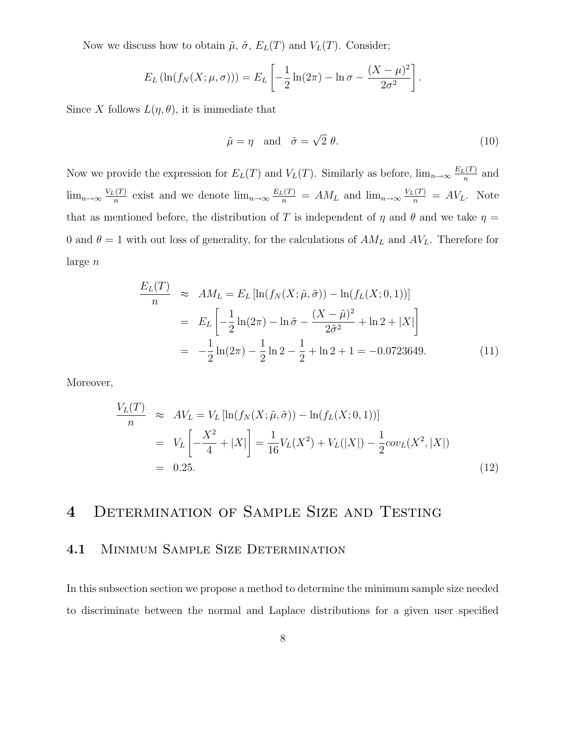Now we discuss how to obtain $\tilde{\mu}$, $\tilde{\sigma}$, $E_L(T)$ and $V_L(T)$. Consider;

$$E_L\left(\ln(f_N(X;\mu,\sigma))\right) = E_L\left[-\frac{1}{2}\ln(2\pi) - \ln\sigma - \frac{(X-\mu)^2}{2\sigma^2}\right].$$

Since $X$ follows $L(\eta,\theta)$, it is immediate that

$$\tilde{\mu} = \eta \quad \text{and} \quad \tilde{\sigma} = \sqrt{2}\ \theta. \tag{10}$$

Now we provide the expression for $E_L(T)$ and $V_L(T)$. Similarly as before, $\lim_{n\to\infty}\frac{E_L(T)}{n}$ and $\lim_{n\to\infty}\frac{V_L(T)}{n}$ exist and we denote $\lim_{n\to\infty}\frac{E_L(T)}{n} = AM_L$ and $\lim_{n\to\infty}\frac{V_L(T)}{n} = AV_L$. Note that as mentioned before, the distribution of $T$ is independent of $\eta$ and $\theta$ and we take $\eta = 0$ and $\theta = 1$ with out loss of generality, for the calculations of $AM_L$ and $AV_L$. Therefore for large $n$

$$\begin{aligned}
\frac{E_L(T)}{n} &\approx AM_L = E_L\left[\ln(f_N(X;\tilde{\mu},\tilde{\sigma})) - \ln(f_L(X;0,1))\right] \\
&= E_L\left[-\frac{1}{2}\ln(2\pi) - \ln\tilde{\sigma} - \frac{(X-\tilde{\mu})^2}{2\tilde{\sigma}^2} + \ln 2 + |X|\right] \\
&= -\frac{1}{2}\ln(2\pi) - \frac{1}{2}\ln 2 - \frac{1}{2} + \ln 2 + 1 = -0.0723649.
\end{aligned} \tag{11}$$

Moreover,

$$\begin{aligned}
\frac{V_L(T)}{n} &\approx AV_L = V_L\left[\ln(f_N(X;\tilde{\mu},\tilde{\sigma})) - \ln(f_L(X;0,1))\right] \\
&= V_L\left[-\frac{X^2}{4} + |X|\right] = \frac{1}{16}V_L(X^2) + V_L(|X|) - \frac{1}{2}cov_L(X^2,|X|) \\
&= 0.25.
\end{aligned} \tag{12}$$

# 4 Determination of Sample Size and Testing

## 4.1 Minimum Sample Size Determination

In this subsection section we propose a method to determine the minimum sample size needed to discriminate between the normal and Laplace distributions for a given user specified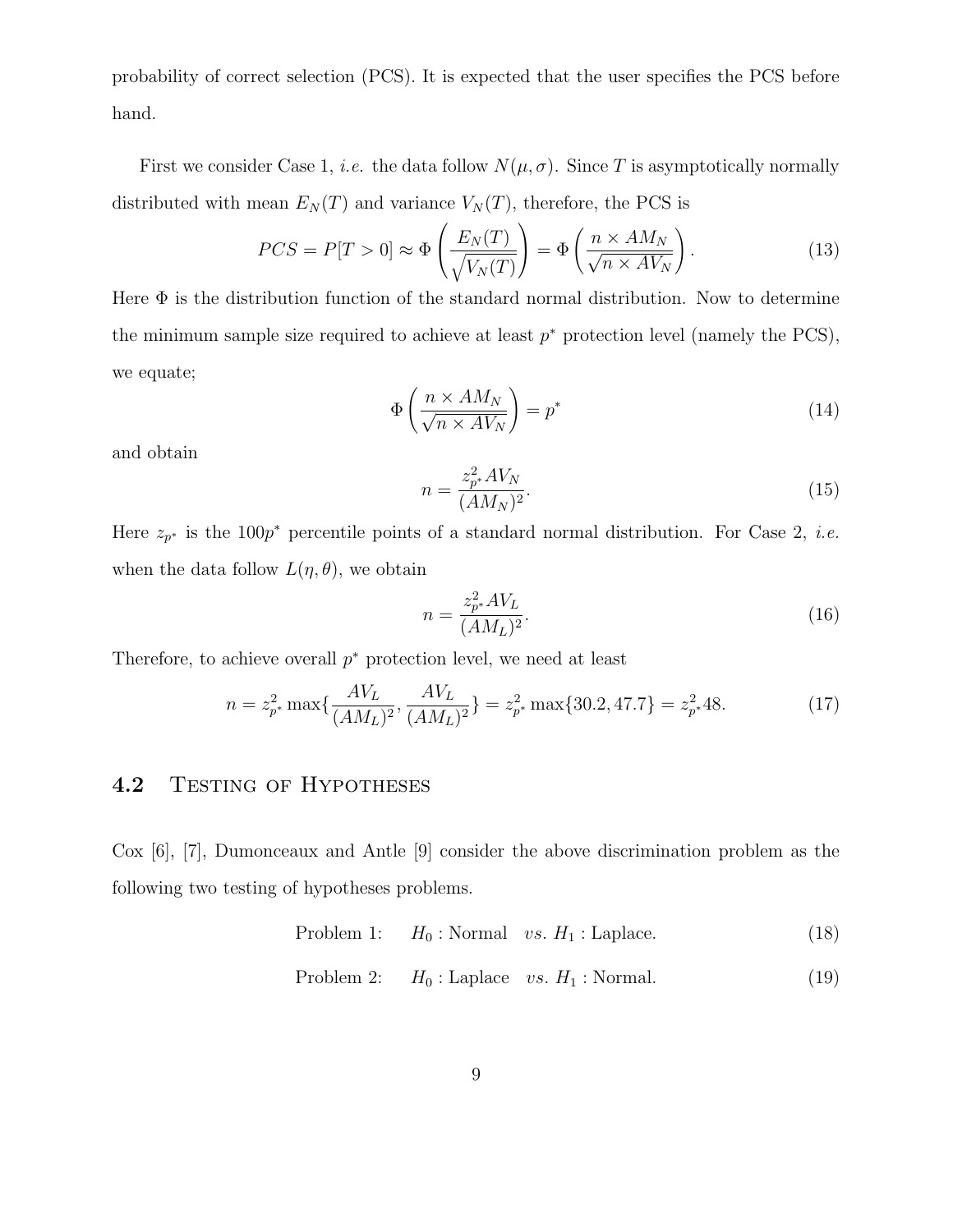probability of correct selection (PCS). It is expected that the user specifies the PCS before hand.

First we consider Case 1, *i.e.* the data follow $N(\mu, \sigma)$. Since $T$ is asymptotically normally distributed with mean $E_N(T)$ and variance $V_N(T)$, therefore, the PCS is

$$PCS = P[T > 0] \approx \Phi\left(\frac{E_N(T)}{\sqrt{V_N(T)}}\right) = \Phi\left(\frac{n \times AM_N}{\sqrt{n \times AV_N}}\right). \tag{13}$$

Here $\Phi$ is the distribution function of the standard normal distribution. Now to determine the minimum sample size required to achieve at least $p^*$ protection level (namely the PCS), we equate;

$$\Phi\left(\frac{n \times AM_N}{\sqrt{n \times AV_N}}\right) = p^* \tag{14}$$

and obtain

$$n = \frac{z_{p^*}^2 AV_N}{(AM_N)^2}. \tag{15}$$

Here $z_{p^*}$ is the $100p^*$ percentile points of a standard normal distribution. For Case 2, *i.e.* when the data follow $L(\eta, \theta)$, we obtain

$$n = \frac{z_{p^*}^2 AV_L}{(AM_L)^2}. \tag{16}$$

Therefore, to achieve overall $p^*$ protection level, we need at least

$$n = z_{p^*}^2 \max\{\frac{AV_L}{(AM_L)^2}, \frac{AV_L}{(AM_L)^2}\} = z_{p^*}^2 \max\{30.2, 47.7\} = z_{p^*}^2 48. \tag{17}$$

## 4.2 Testing of Hypotheses

Cox [6], [7], Dumonceaux and Antle [9] consider the above discrimination problem as the following two testing of hypotheses problems.

$$\text{Problem 1:} \quad H_0 : \text{Normal} \quad vs. \; H_1 : \text{Laplace}. \tag{18}$$

$$\text{Problem 2:} \quad H_0 : \text{Laplace} \quad vs. \; H_1 : \text{Normal}. \tag{19}$$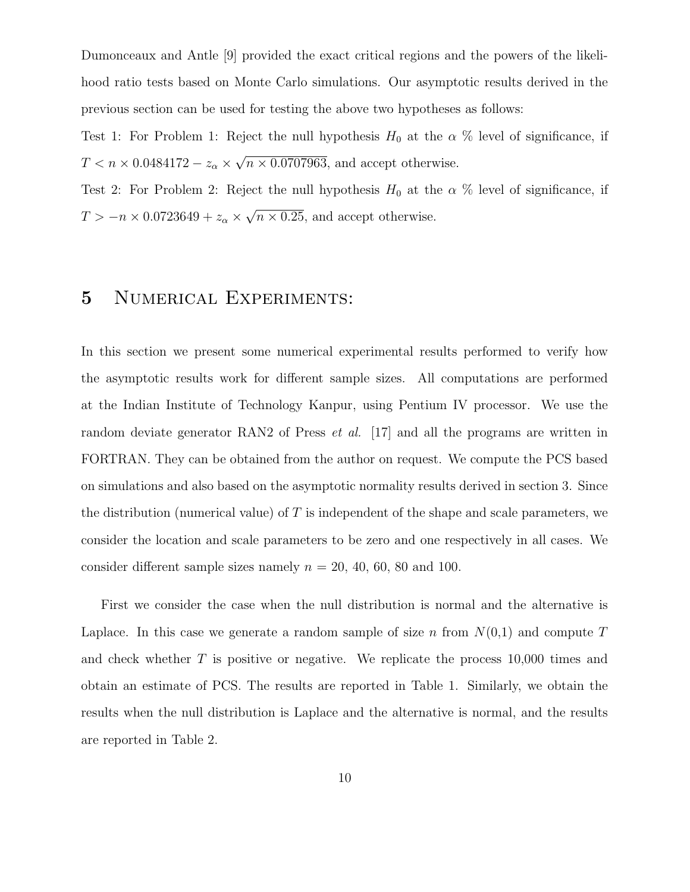Dumonceaux and Antle [9] provided the exact critical regions and the powers of the likelihood ratio tests based on Monte Carlo simulations. Our asymptotic results derived in the previous section can be used for testing the above two hypotheses as follows:

Test 1: For Problem 1: Reject the null hypothesis $H_0$ at the $\alpha$ % level of significance, if $T < n \times 0.0484172 - z_\alpha \times \sqrt{n \times 0.0707963}$, and accept otherwise.

Test 2: For Problem 2: Reject the null hypothesis $H_0$ at the $\alpha$ % level of significance, if $T > -n \times 0.0723649 + z_\alpha \times \sqrt{n \times 0.25}$, and accept otherwise.

## 5 Numerical Experiments:

In this section we present some numerical experimental results performed to verify how the asymptotic results work for different sample sizes. All computations are performed at the Indian Institute of Technology Kanpur, using Pentium IV processor. We use the random deviate generator RAN2 of Press *et al.* [17] and all the programs are written in FORTRAN. They can be obtained from the author on request. We compute the PCS based on simulations and also based on the asymptotic normality results derived in section 3. Since the distribution (numerical value) of $T$ is independent of the shape and scale parameters, we consider the location and scale parameters to be zero and one respectively in all cases. We consider different sample sizes namely $n$ = 20, 40, 60, 80 and 100.

First we consider the case when the null distribution is normal and the alternative is Laplace. In this case we generate a random sample of size $n$ from $N(0,1)$ and compute $T$ and check whether $T$ is positive or negative. We replicate the process 10,000 times and obtain an estimate of PCS. The results are reported in Table 1. Similarly, we obtain the results when the null distribution is Laplace and the alternative is normal, and the results are reported in Table 2.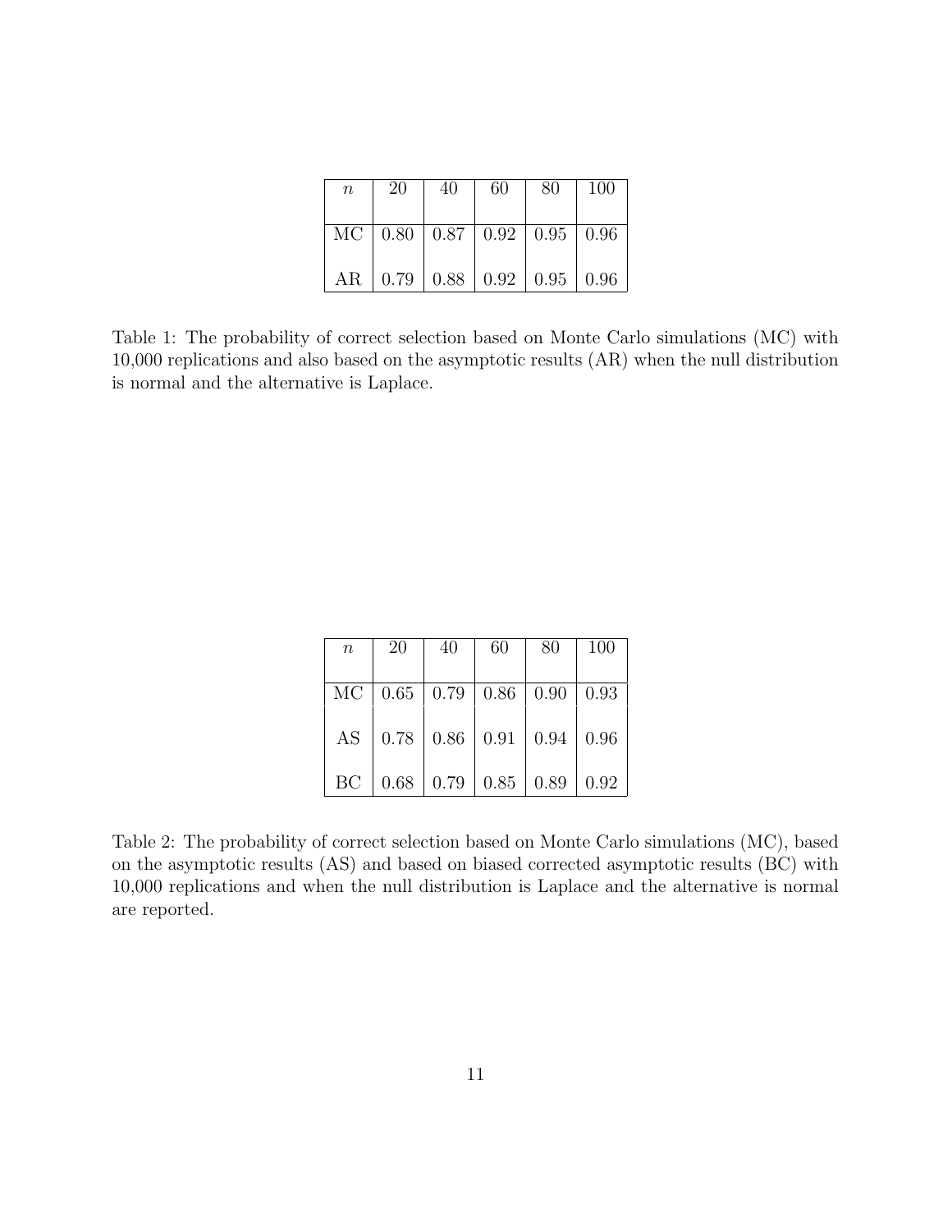| $n$ | 20 | 40 | 60 | 80 | 100 |
|---|---|---|---|---|---|
| MC | 0.80 | 0.87 | 0.92 | 0.95 | 0.96 |
| AR | 0.79 | 0.88 | 0.92 | 0.95 | 0.96 |

Table 1: The probability of correct selection based on Monte Carlo simulations (MC) with 10,000 replications and also based on the asymptotic results (AR) when the null distribution is normal and the alternative is Laplace.

| $n$ | 20 | 40 | 60 | 80 | 100 |
|---|---|---|---|---|---|
| MC | 0.65 | 0.79 | 0.86 | 0.90 | 0.93 |
| AS | 0.78 | 0.86 | 0.91 | 0.94 | 0.96 |
| BC | 0.68 | 0.79 | 0.85 | 0.89 | 0.92 |

Table 2: The probability of correct selection based on Monte Carlo simulations (MC), based on the asymptotic results (AS) and based on biased corrected asymptotic results (BC) with 10,000 replications and when the null distribution is Laplace and the alternative is normal are reported.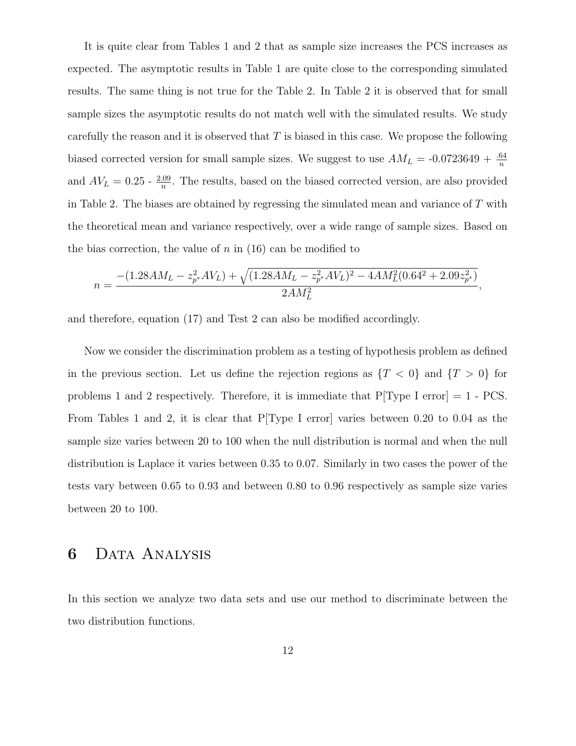It is quite clear from Tables 1 and 2 that as sample size increases the PCS increases as expected. The asymptotic results in Table 1 are quite close to the corresponding simulated results. The same thing is not true for the Table 2. In Table 2 it is observed that for small sample sizes the asymptotic results do not match well with the simulated results. We study carefully the reason and it is observed that $T$ is biased in this case. We propose the following biased corrected version for small sample sizes. We suggest to use $AM_L$ = -0.0723649 + $\frac{.64}{n}$ and $AV_L$ = 0.25 - $\frac{2.09}{n}$. The results, based on the biased corrected version, are also provided in Table 2. The biases are obtained by regressing the simulated mean and variance of $T$ with the theoretical mean and variance respectively, over a wide range of sample sizes. Based on the bias correction, the value of $n$ in (16) can be modified to

$$n = \frac{-(1.28AM_L - z_{p^*}^2 AV_L) + \sqrt{(1.28AM_L - z_{p^*}^2 AV_L)^2 - 4AM_L^2(0.64^2 + 2.09z_{p^*}^2)}}{2AM_L^2},$$

and therefore, equation (17) and Test 2 can also be modified accordingly.

Now we consider the discrimination problem as a testing of hypothesis problem as defined in the previous section. Let us define the rejection regions as $\{T < 0\}$ and $\{T > 0\}$ for problems 1 and 2 respectively. Therefore, it is immediate that P[Type I error] = 1 - PCS. From Tables 1 and 2, it is clear that P[Type I error] varies between 0.20 to 0.04 as the sample size varies between 20 to 100 when the null distribution is normal and when the null distribution is Laplace it varies between 0.35 to 0.07. Similarly in two cases the power of the tests vary between 0.65 to 0.93 and between 0.80 to 0.96 respectively as sample size varies between 20 to 100.

# 6 Data Analysis

In this section we analyze two data sets and use our method to discriminate between the two distribution functions.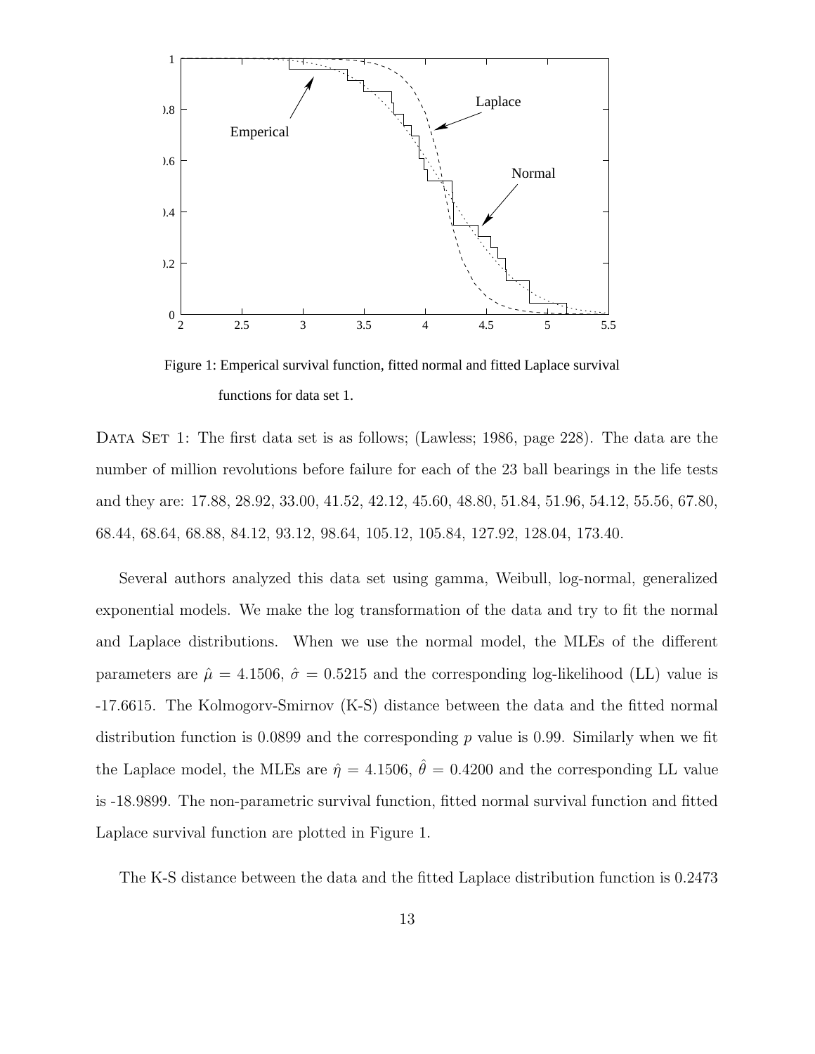Figure 1: Emperical survival function, fitted normal and fitted Laplace survival functions for data set 1.

DATA SET 1: The first data set is as follows; (Lawless; 1986, page 228). The data are the number of million revolutions before failure for each of the 23 ball bearings in the life tests and they are: 17.88, 28.92, 33.00, 41.52, 42.12, 45.60, 48.80, 51.84, 51.96, 54.12, 55.56, 67.80, 68.44, 68.64, 68.88, 84.12, 93.12, 98.64, 105.12, 105.84, 127.92, 128.04, 173.40.

Several authors analyzed this data set using gamma, Weibull, log-normal, generalized exponential models. We make the log transformation of the data and try to fit the normal and Laplace distributions. When we use the normal model, the MLEs of the different parameters are $\hat{\mu} = 4.1506$, $\hat{\sigma} = 0.5215$ and the corresponding log-likelihood (LL) value is -17.6615. The Kolmogorv-Smirnov (K-S) distance between the data and the fitted normal distribution function is 0.0899 and the corresponding $p$ value is 0.99. Similarly when we fit the Laplace model, the MLEs are $\hat{\eta} = 4.1506$, $\hat{\theta} = 0.4200$ and the corresponding LL value is -18.9899. The non-parametric survival function, fitted normal survival function and fitted Laplace survival function are plotted in Figure 1.

The K-S distance between the data and the fitted Laplace distribution function is 0.2473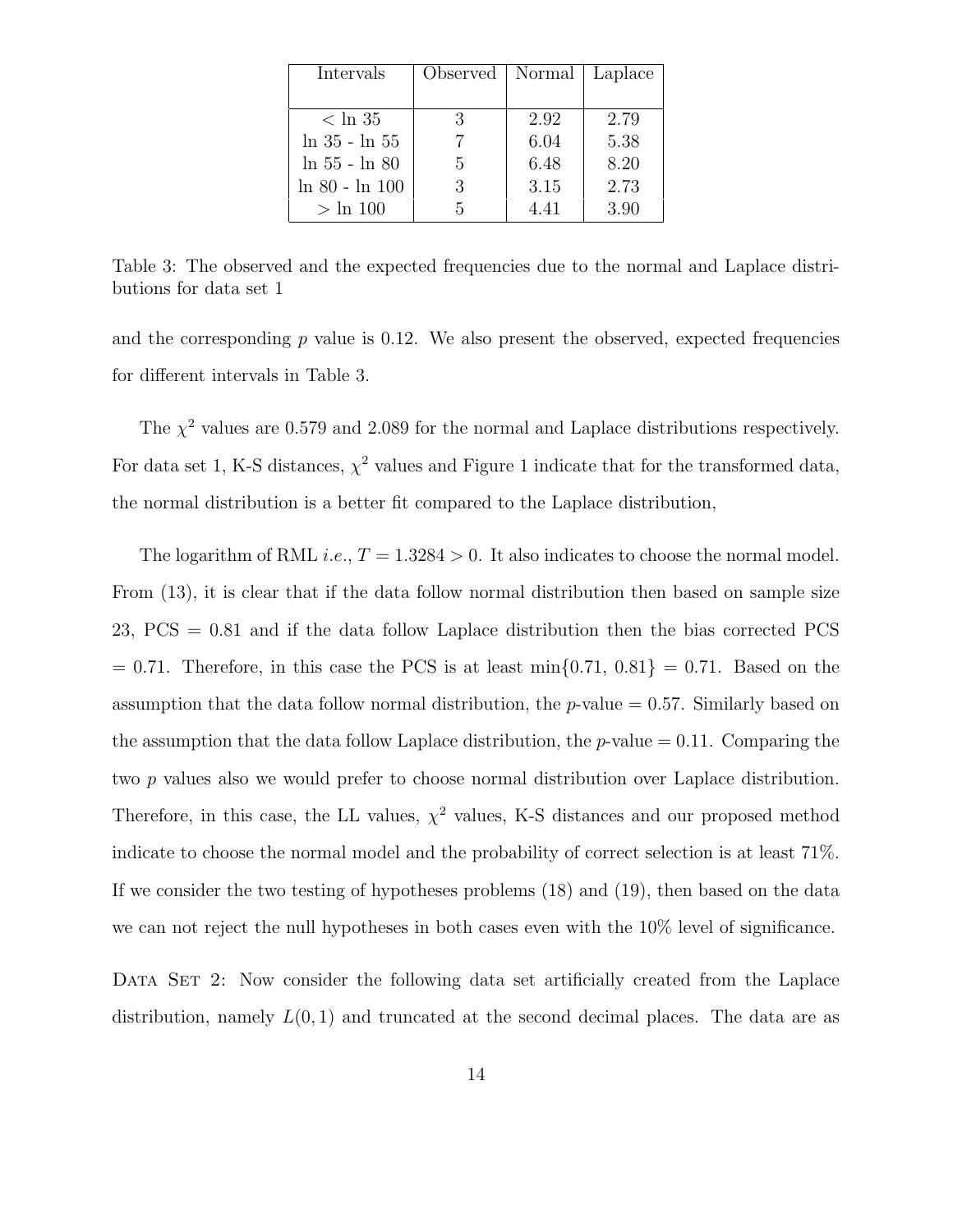| Intervals | Observed | Normal | Laplace |
|---|---|---|---|
| $< \ln 35$ | 3 | 2.92 | 2.79 |
| $\ln 35$ - $\ln 55$ | 7 | 6.04 | 5.38 |
| $\ln 55$ - $\ln 80$ | 5 | 6.48 | 8.20 |
| $\ln 80$ - $\ln 100$ | 3 | 3.15 | 2.73 |
| $> \ln 100$ | 5 | 4.41 | 3.90 |

Table 3: The observed and the expected frequencies due to the normal and Laplace distributions for data set 1

and the corresponding $p$ value is 0.12. We also present the observed, expected frequencies for different intervals in Table 3.

The $\chi^2$ values are 0.579 and 2.089 for the normal and Laplace distributions respectively. For data set 1, K-S distances, $\chi^2$ values and Figure 1 indicate that for the transformed data, the normal distribution is a better fit compared to the Laplace distribution,

The logarithm of RML *i.e.*, $T = 1.3284 > 0$. It also indicates to choose the normal model. From (13), it is clear that if the data follow normal distribution then based on sample size 23, PCS = 0.81 and if the data follow Laplace distribution then the bias corrected PCS = 0.71. Therefore, in this case the PCS is at least min$\{0.71, 0.81\}$ = 0.71. Based on the assumption that the data follow normal distribution, the $p$-value = 0.57. Similarly based on the assumption that the data follow Laplace distribution, the $p$-value = 0.11. Comparing the two $p$ values also we would prefer to choose normal distribution over Laplace distribution. Therefore, in this case, the LL values, $\chi^2$ values, K-S distances and our proposed method indicate to choose the normal model and the probability of correct selection is at least 71%. If we consider the two testing of hypotheses problems (18) and (19), then based on the data we can not reject the null hypotheses in both cases even with the 10% level of significance.

DATA SET 2: Now consider the following data set artificially created from the Laplace distribution, namely $L(0, 1)$ and truncated at the second decimal places. The data are as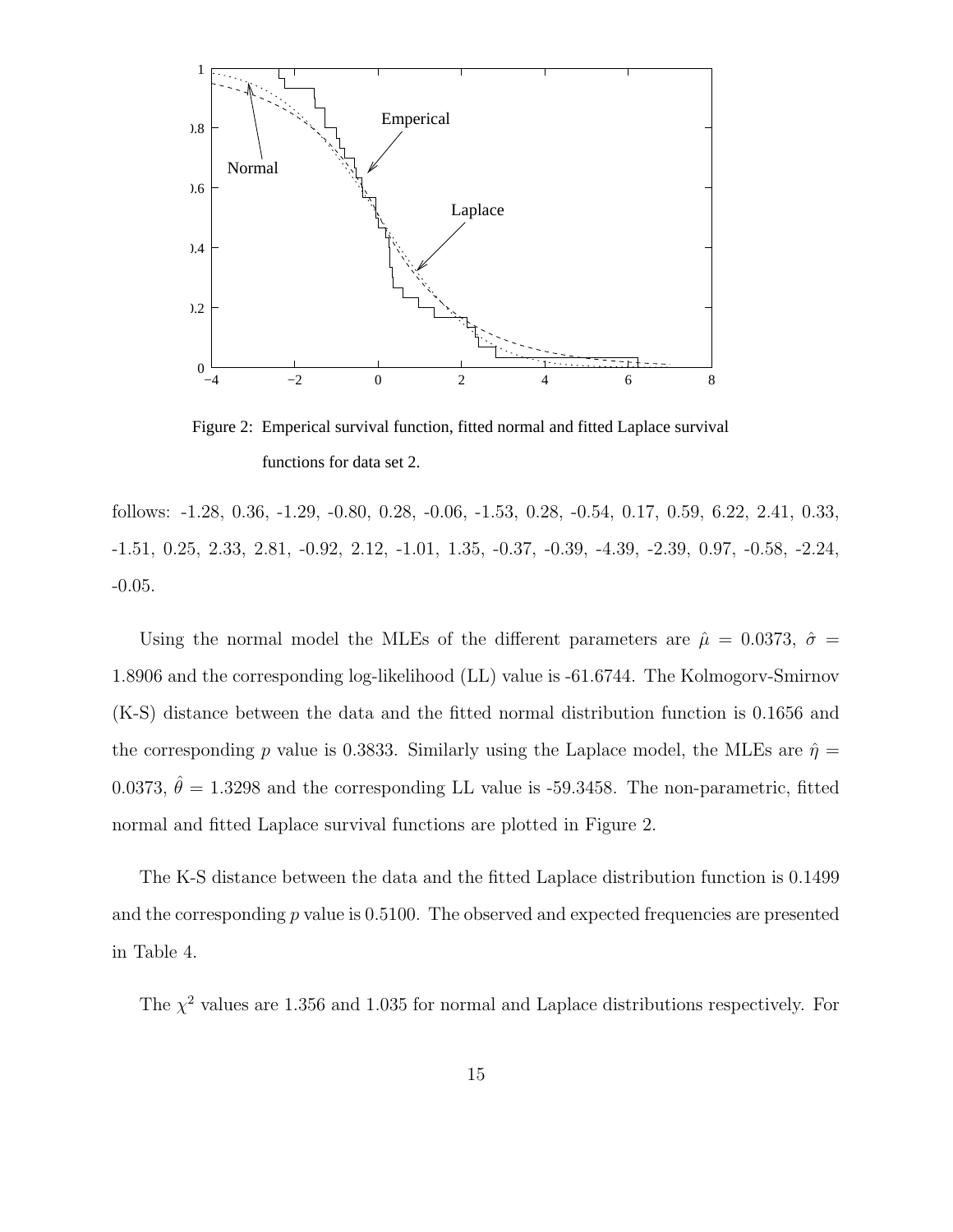Figure 2: Emperical survival function, fitted normal and fitted Laplace survival functions for data set 2.

follows: -1.28, 0.36, -1.29, -0.80, 0.28, -0.06, -1.53, 0.28, -0.54, 0.17, 0.59, 6.22, 2.41, 0.33, -1.51, 0.25, 2.33, 2.81, -0.92, 2.12, -1.01, 1.35, -0.37, -0.39, -4.39, -2.39, 0.97, -0.58, -2.24, -0.05.

Using the normal model the MLEs of the different parameters are $\hat{\mu} = 0.0373$, $\hat{\sigma} = 1.8906$ and the corresponding log-likelihood (LL) value is -61.6744. The Kolmogorv-Smirnov (K-S) distance between the data and the fitted normal distribution function is 0.1656 and the corresponding $p$ value is 0.3833. Similarly using the Laplace model, the MLEs are $\hat{\eta} = 0.0373$, $\hat{\theta} = 1.3298$ and the corresponding LL value is -59.3458. The non-parametric, fitted normal and fitted Laplace survival functions are plotted in Figure 2.

The K-S distance between the data and the fitted Laplace distribution function is 0.1499 and the corresponding $p$ value is 0.5100. The observed and expected frequencies are presented in Table 4.

The $\chi^2$ values are 1.356 and 1.035 for normal and Laplace distributions respectively. For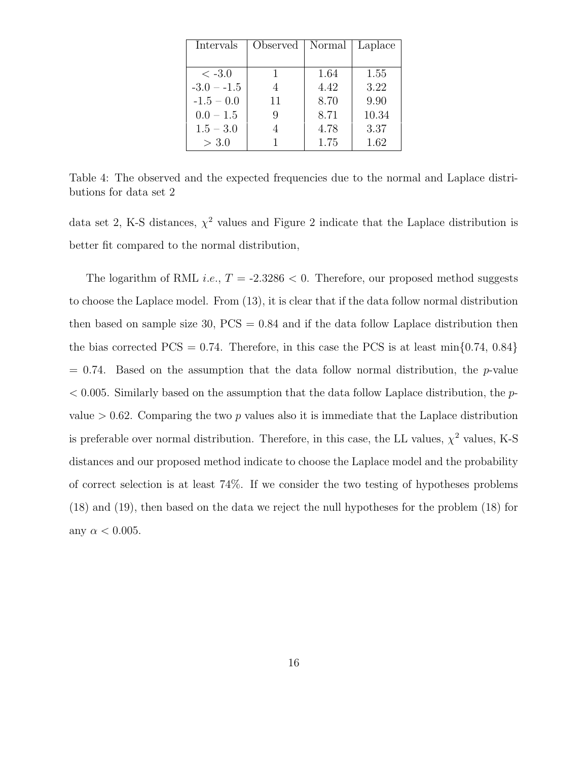| Intervals | Observed | Normal | Laplace |
|---|---|---|---|
| < -3.0 | 1 | 1.64 | 1.55 |
| -3.0 – -1.5 | 4 | 4.42 | 3.22 |
| -1.5 – 0.0 | 11 | 8.70 | 9.90 |
| 0.0 – 1.5 | 9 | 8.71 | 10.34 |
| 1.5 – 3.0 | 4 | 4.78 | 3.37 |
| > 3.0 | 1 | 1.75 | 1.62 |

Table 4: The observed and the expected frequencies due to the normal and Laplace distributions for data set 2

data set 2, K-S distances, $\chi^2$ values and Figure 2 indicate that the Laplace distribution is better fit compared to the normal distribution,

The logarithm of RML *i.e.*, $T$ = -2.3286 < 0. Therefore, our proposed method suggests to choose the Laplace model. From (13), it is clear that if the data follow normal distribution then based on sample size 30, PCS = 0.84 and if the data follow Laplace distribution then the bias corrected PCS = 0.74. Therefore, in this case the PCS is at least min{0.74, 0.84} = 0.74. Based on the assumption that the data follow normal distribution, the $p$-value $< 0.005$. Similarly based on the assumption that the data follow Laplace distribution, the $p$-value $> 0.62$. Comparing the two $p$ values also it is immediate that the Laplace distribution is preferable over normal distribution. Therefore, in this case, the LL values, $\chi^2$ values, K-S distances and our proposed method indicate to choose the Laplace model and the probability of correct selection is at least 74%. If we consider the two testing of hypotheses problems (18) and (19), then based on the data we reject the null hypotheses for the problem (18) for any $\alpha < 0.005$.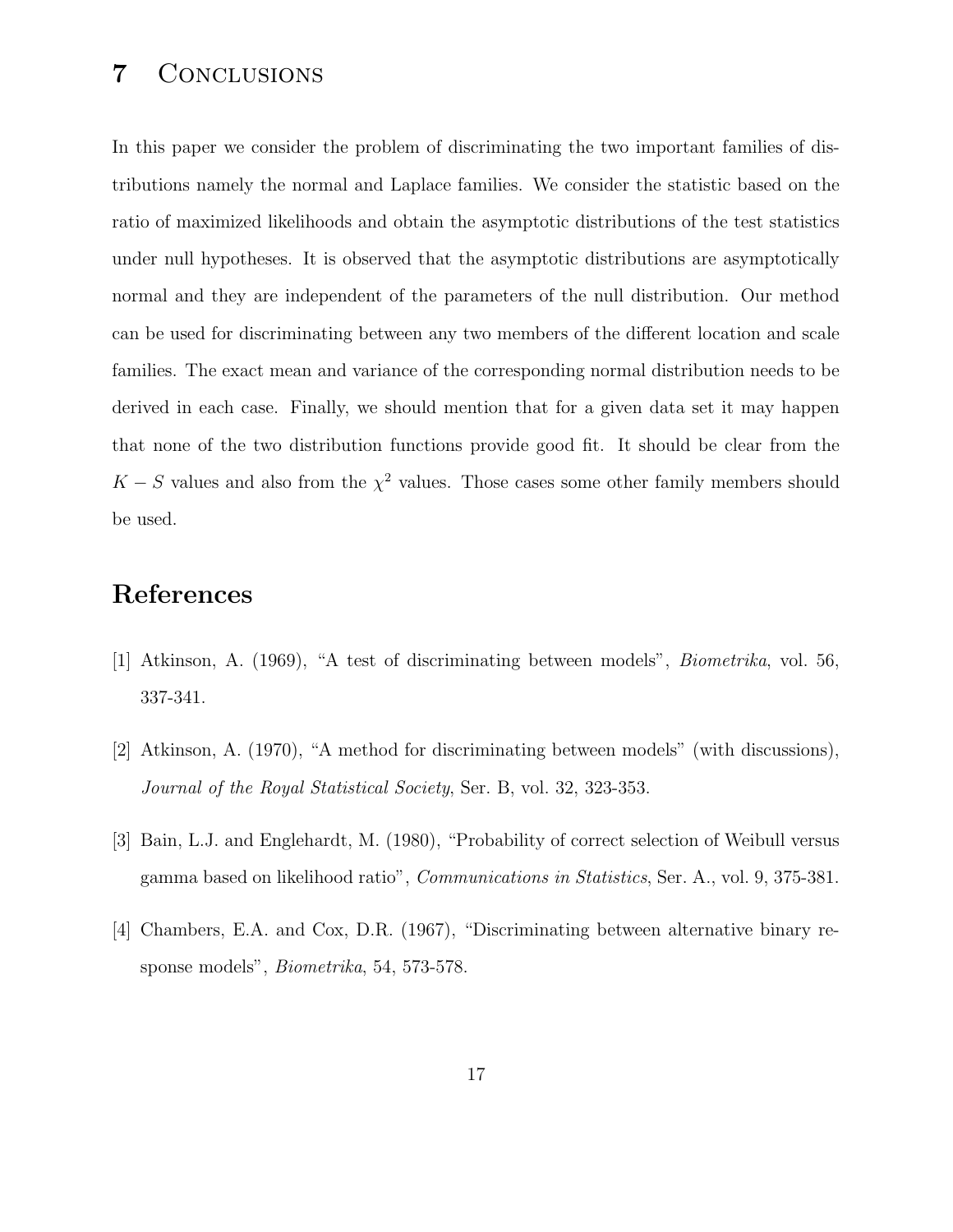## 7 Conclusions

In this paper we consider the problem of discriminating the two important families of distributions namely the normal and Laplace families. We consider the statistic based on the ratio of maximized likelihoods and obtain the asymptotic distributions of the test statistics under null hypotheses. It is observed that the asymptotic distributions are asymptotically normal and they are independent of the parameters of the null distribution. Our method can be used for discriminating between any two members of the different location and scale families. The exact mean and variance of the corresponding normal distribution needs to be derived in each case. Finally, we should mention that for a given data set it may happen that none of the two distribution functions provide good fit. It should be clear from the $K-S$ values and also from the $\chi^2$ values. Those cases some other family members should be used.

## References

[1] Atkinson, A. (1969), "A test of discriminating between models", *Biometrika*, vol. 56, 337-341.

[2] Atkinson, A. (1970), "A method for discriminating between models" (with discussions), *Journal of the Royal Statistical Society*, Ser. B, vol. 32, 323-353.

[3] Bain, L.J. and Englehardt, M. (1980), "Probability of correct selection of Weibull versus gamma based on likelihood ratio", *Communications in Statistics*, Ser. A., vol. 9, 375-381.

[4] Chambers, E.A. and Cox, D.R. (1967), "Discriminating between alternative binary response models", *Biometrika*, 54, 573-578.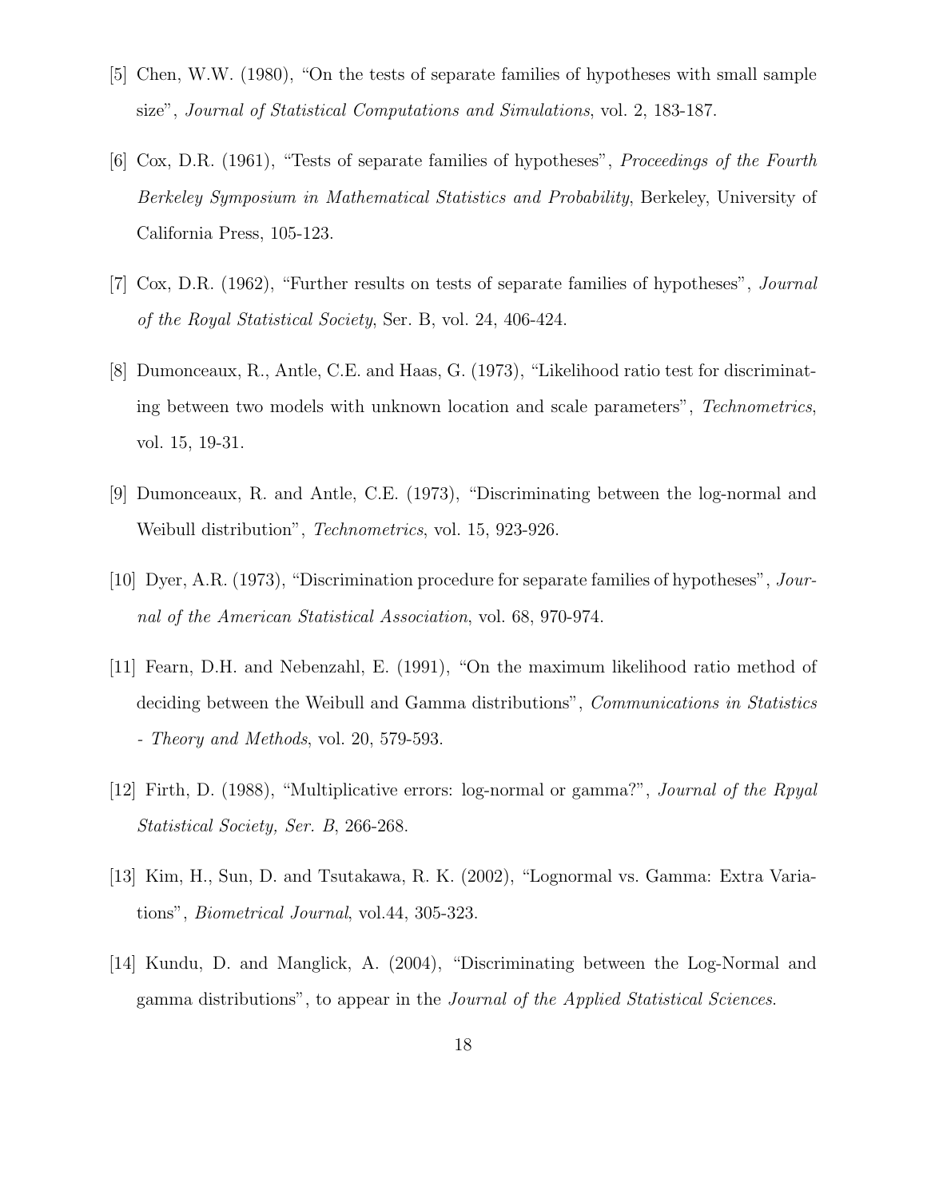[5] Chen, W.W. (1980), "On the tests of separate families of hypotheses with small sample size", *Journal of Statistical Computations and Simulations*, vol. 2, 183-187.

[6] Cox, D.R. (1961), "Tests of separate families of hypotheses", *Proceedings of the Fourth Berkeley Symposium in Mathematical Statistics and Probability*, Berkeley, University of California Press, 105-123.

[7] Cox, D.R. (1962), "Further results on tests of separate families of hypotheses", *Journal of the Royal Statistical Society*, Ser. B, vol. 24, 406-424.

[8] Dumonceaux, R., Antle, C.E. and Haas, G. (1973), "Likelihood ratio test for discriminating between two models with unknown location and scale parameters", *Technometrics*, vol. 15, 19-31.

[9] Dumonceaux, R. and Antle, C.E. (1973), "Discriminating between the log-normal and Weibull distribution", *Technometrics*, vol. 15, 923-926.

[10] Dyer, A.R. (1973), "Discrimination procedure for separate families of hypotheses", *Journal of the American Statistical Association*, vol. 68, 970-974.

[11] Fearn, D.H. and Nebenzahl, E. (1991), "On the maximum likelihood ratio method of deciding between the Weibull and Gamma distributions", *Communications in Statistics - Theory and Methods*, vol. 20, 579-593.

[12] Firth, D. (1988), "Multiplicative errors: log-normal or gamma?", *Journal of the Rpyal Statistical Society, Ser. B*, 266-268.

[13] Kim, H., Sun, D. and Tsutakawa, R. K. (2002), "Lognormal vs. Gamma: Extra Variations", *Biometrical Journal*, vol.44, 305-323.

[14] Kundu, D. and Manglick, A. (2004), "Discriminating between the Log-Normal and gamma distributions", to appear in the *Journal of the Applied Statistical Sciences*.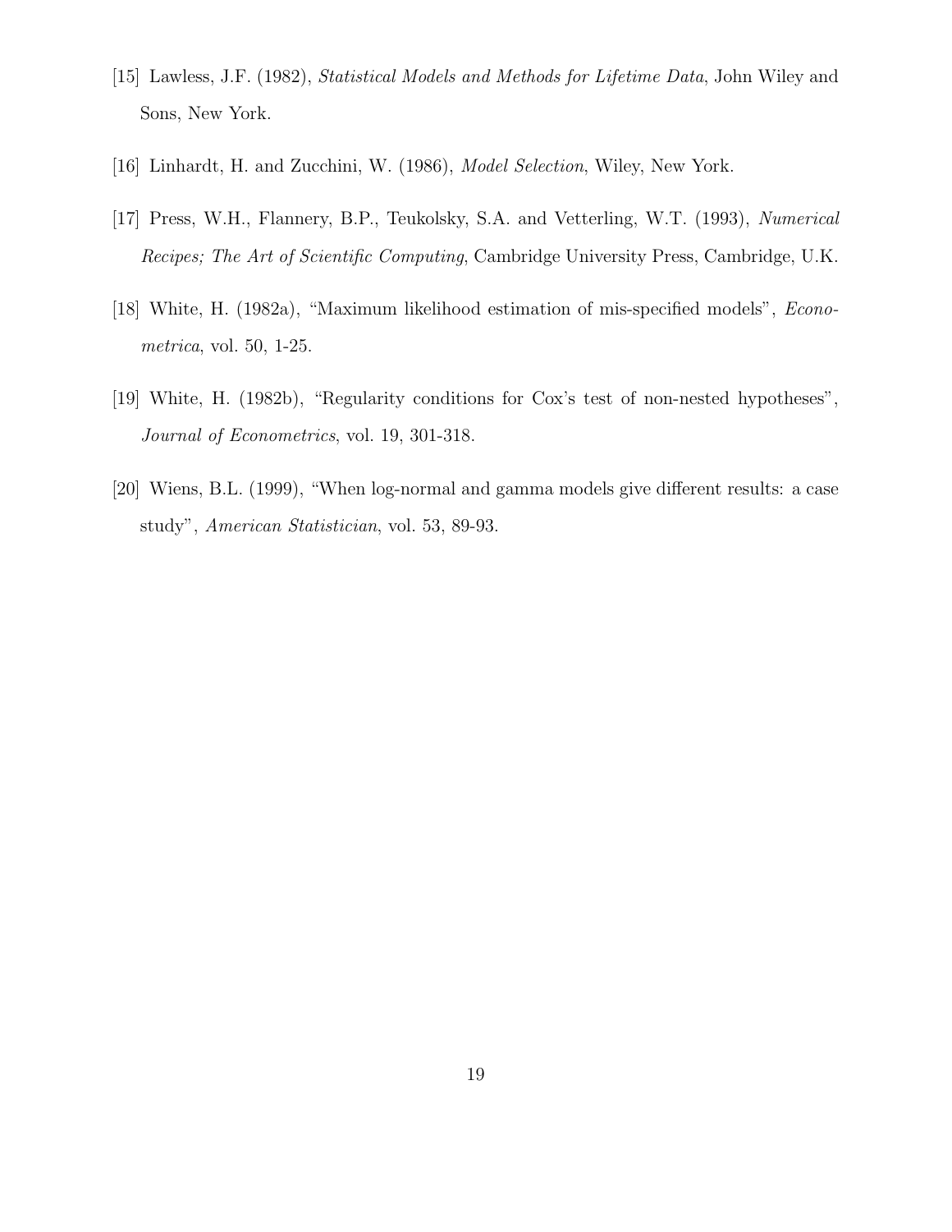[15] Lawless, J.F. (1982), *Statistical Models and Methods for Lifetime Data*, John Wiley and Sons, New York.

[16] Linhardt, H. and Zucchini, W. (1986), *Model Selection*, Wiley, New York.

[17] Press, W.H., Flannery, B.P., Teukolsky, S.A. and Vetterling, W.T. (1993), *Numerical Recipes; The Art of Scientific Computing*, Cambridge University Press, Cambridge, U.K.

[18] White, H. (1982a), "Maximum likelihood estimation of mis-specified models", *Econometrica*, vol. 50, 1-25.

[19] White, H. (1982b), "Regularity conditions for Cox's test of non-nested hypotheses", *Journal of Econometrics*, vol. 19, 301-318.

[20] Wiens, B.L. (1999), "When log-normal and gamma models give different results: a case study", *American Statistician*, vol. 53, 89-93.